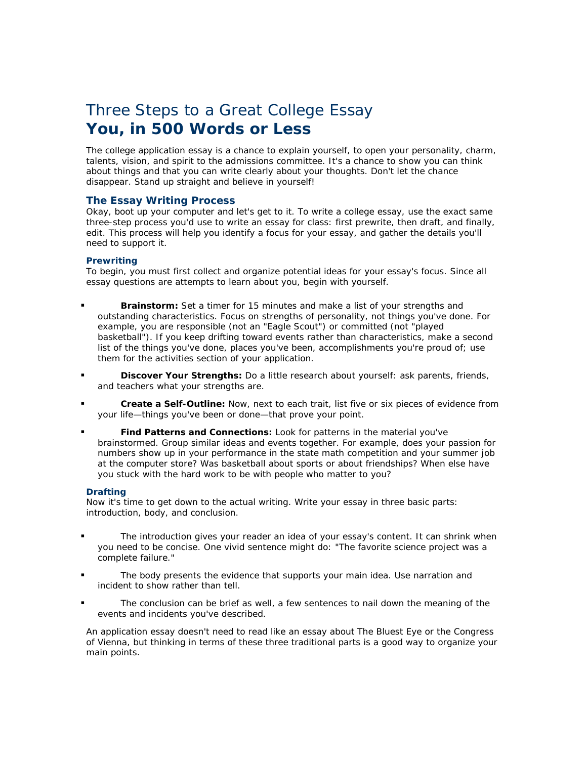# Three Steps to a Great College Essay
# **You, in 500 Words or Less**

The college application essay is a chance to explain yourself, to open your personality, charm, talents, vision, and spirit to the admissions committee. It's a chance to show you can think about things and that you can write clearly about your thoughts. Don't let the chance disappear. Stand up straight and believe in yourself!

## The Essay Writing Process

Okay, boot up your computer and let's get to it. To write a college essay, use the exact same three-step process you'd use to write an essay for class: first prewrite, then draft, and finally, edit. This process will help you identify a focus for your essay, and gather the details you'll need to support it.

### Prewriting

To begin, you must first collect and organize potential ideas for your essay's focus. Since all essay questions are attempts to learn about you, begin with yourself.

- **Brainstorm:** Set a timer for 15 minutes and make a list of your strengths and outstanding characteristics. Focus on strengths of personality, not things you've done. For example, you are responsible (not an "Eagle Scout") or committed (not "played basketball"). If you keep drifting toward events rather than characteristics, make a second list of the things you've done, places you've been, accomplishments you're proud of; use them for the activities section of your application.
- **Discover Your Strengths:** Do a little research about yourself: ask parents, friends, and teachers what your strengths are.
- **Create a Self-Outline:** Now, next to each trait, list five or six pieces of evidence from your life—things you've been or done—that prove your point.
- **Find Patterns and Connections:** Look for patterns in the material you've brainstormed. Group similar ideas and events together. For example, does your passion for numbers show up in your performance in the state math competition and your summer job at the computer store? Was basketball about sports or about friendships? When else have you stuck with the hard work to be with people who matter to you?

### Drafting

Now it's time to get down to the actual writing. Write your essay in three basic parts: introduction, body, and conclusion.

- The introduction gives your reader an idea of your essay's content. It can shrink when you need to be concise. One vivid sentence might do: "The favorite science project was a complete failure."
- The body presents the evidence that supports your main idea. Use narration and incident to show rather than tell.
- The conclusion can be brief as well, a few sentences to nail down the meaning of the events and incidents you've described.

An application essay doesn't need to read like an essay about The Bluest Eye or the Congress of Vienna, but thinking in terms of these three traditional parts is a good way to organize your main points.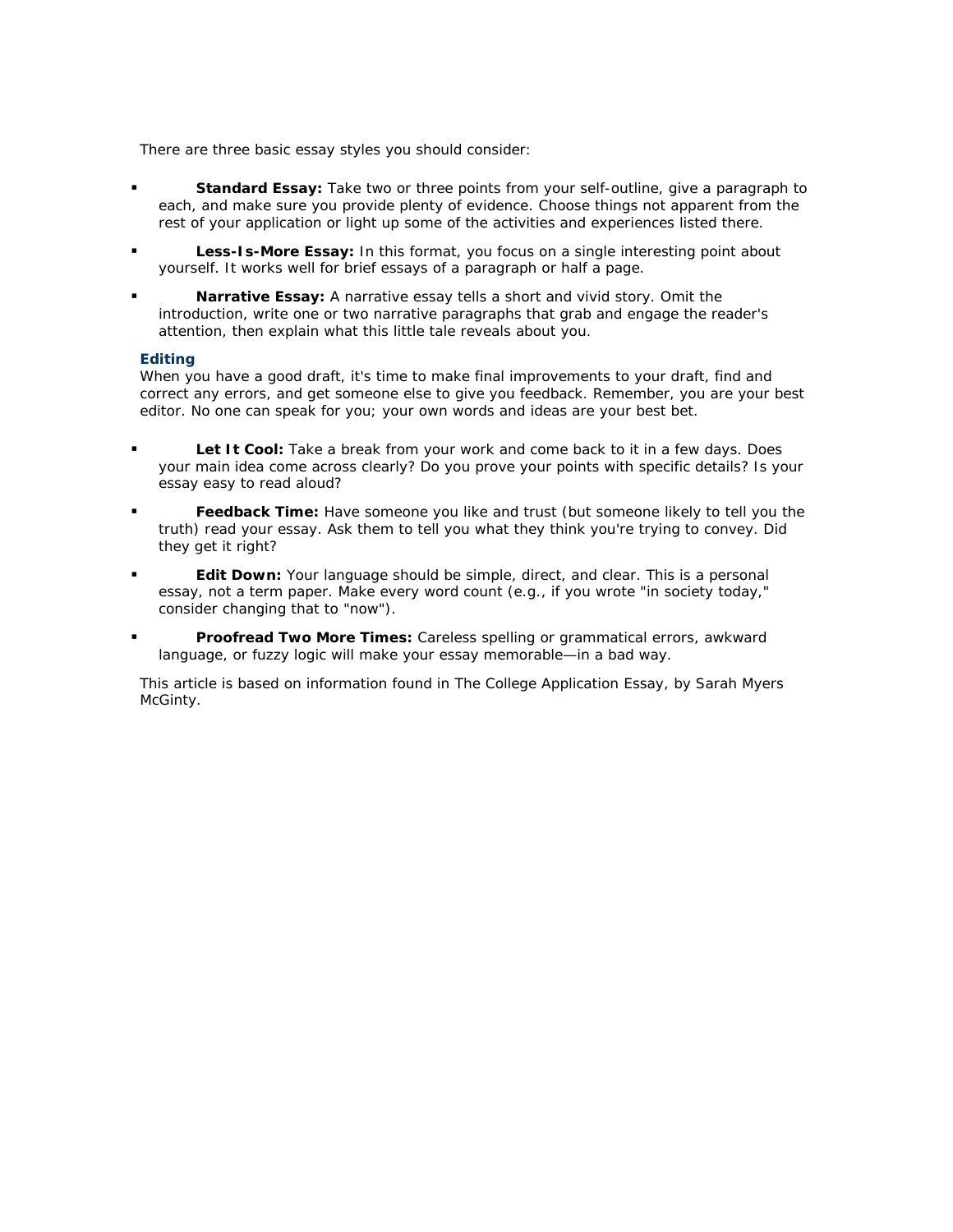There are three basic essay styles you should consider:

- **Standard Essay:** Take two or three points from your self-outline, give a paragraph to each, and make sure you provide plenty of evidence. Choose things not apparent from the rest of your application or light up some of the activities and experiences listed there.
- **Less-Is-More Essay:** In this format, you focus on a single interesting point about yourself. It works well for brief essays of a paragraph or half a page.
- **Narrative Essay:** A narrative essay tells a short and vivid story. Omit the introduction, write one or two narrative paragraphs that grab and engage the reader's attention, then explain what this little tale reveals about you.

### Editing

When you have a good draft, it's time to make final improvements to your draft, find and correct any errors, and get someone else to give you feedback. Remember, you are your best editor. No one can speak for you; your own words and ideas are your best bet.

- **Let It Cool:** Take a break from your work and come back to it in a few days. Does your main idea come across clearly? Do you prove your points with specific details? Is your essay easy to read aloud?
- **Feedback Time:** Have someone you like and trust (but someone likely to tell you the truth) read your essay. Ask them to tell you what they think you're trying to convey. Did they get it right?
- **Edit Down:** Your language should be simple, direct, and clear. This is a personal essay, not a term paper. Make every word count (e.g., if you wrote "in society today," consider changing that to "now").
- **Proofread Two More Times:** Careless spelling or grammatical errors, awkward language, or fuzzy logic will make your essay memorable—in a bad way.

This article is based on information found in The College Application Essay, by Sarah Myers McGinty.